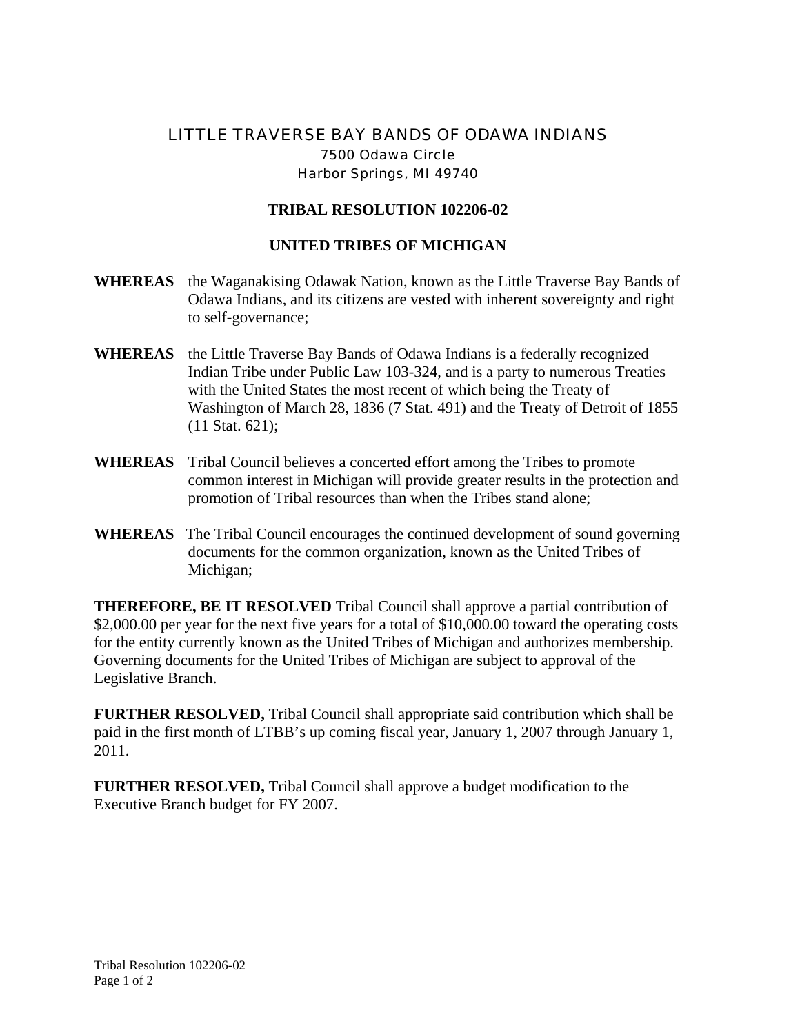# LITTLE TRAVERSE BAY BANDS OF ODAWA INDIANS

7500 Odawa Circle
Harbor Springs, MI 49740

## TRIBAL RESOLUTION 102206-02

## UNITED TRIBES OF MICHIGAN

**WHEREAS** the Waganakising Odawak Nation, known as the Little Traverse Bay Bands of Odawa Indians, and its citizens are vested with inherent sovereignty and right to self-governance;

**WHEREAS** the Little Traverse Bay Bands of Odawa Indians is a federally recognized Indian Tribe under Public Law 103-324, and is a party to numerous Treaties with the United States the most recent of which being the Treaty of Washington of March 28, 1836 (7 Stat. 491) and the Treaty of Detroit of 1855 (11 Stat. 621);

**WHEREAS** Tribal Council believes a concerted effort among the Tribes to promote common interest in Michigan will provide greater results in the protection and promotion of Tribal resources than when the Tribes stand alone;

**WHEREAS** The Tribal Council encourages the continued development of sound governing documents for the common organization, known as the United Tribes of Michigan;

**THEREFORE, BE IT RESOLVED** Tribal Council shall approve a partial contribution of $2,000.00 per year for the next five years for a total of $10,000.00 toward the operating costs for the entity currently known as the United Tribes of Michigan and authorizes membership. Governing documents for the United Tribes of Michigan are subject to approval of the Legislative Branch.

**FURTHER RESOLVED,** Tribal Council shall appropriate said contribution which shall be paid in the first month of LTBB's up coming fiscal year, January 1, 2007 through January 1, 2011.

**FURTHER RESOLVED,** Tribal Council shall approve a budget modification to the Executive Branch budget for FY 2007.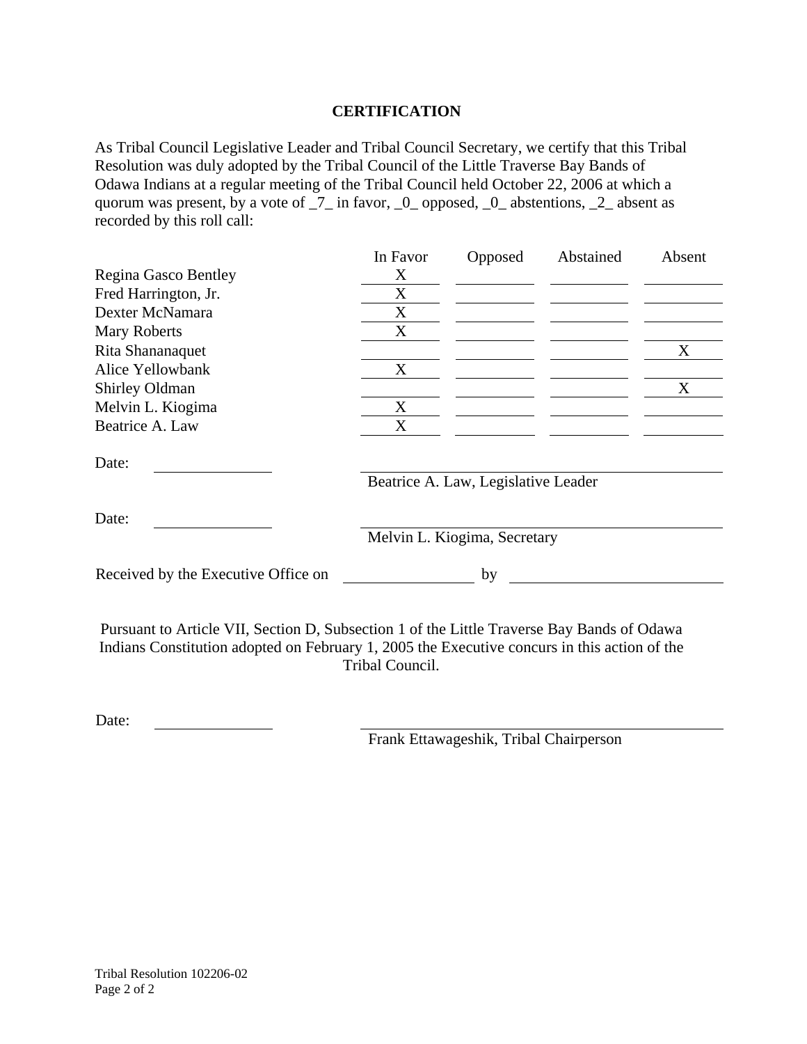**CERTIFICATION**

As Tribal Council Legislative Leader and Tribal Council Secretary, we certify that this Tribal Resolution was duly adopted by the Tribal Council of the Little Traverse Bay Bands of Odawa Indians at a regular meeting of the Tribal Council held October 22, 2006 at which a quorum was present, by a vote of _7_ in favor, _0_ opposed, _0_ abstentions, _2_ absent as recorded by this roll call:

| | In Favor | Opposed | Abstained | Absent |
|---|---|---|---|---|
| Regina Gasco Bentley | X | | | |
| Fred Harrington, Jr. | X | | | |
| Dexter McNamara | X | | | |
| Mary Roberts | X | | | |
| Rita Shananaquet | | | | X |
| Alice Yellowbank | X | | | |
| Shirley Oldman | | | | X |
| Melvin L. Kiogima | X | | | |
| Beatrice A. Law | X | | | |

Date: ______________ ______________________________
Beatrice A. Law, Legislative Leader

Date: ______________ ______________________________
Melvin L. Kiogima, Secretary

Received by the Executive Office on ______________ by ______________________

Pursuant to Article VII, Section D, Subsection 1 of the Little Traverse Bay Bands of Odawa Indians Constitution adopted on February 1, 2005 the Executive concurs in this action of the Tribal Council.

Date: ______________ ______________________________
Frank Ettawageshik, Tribal Chairperson

Tribal Resolution 102206-02